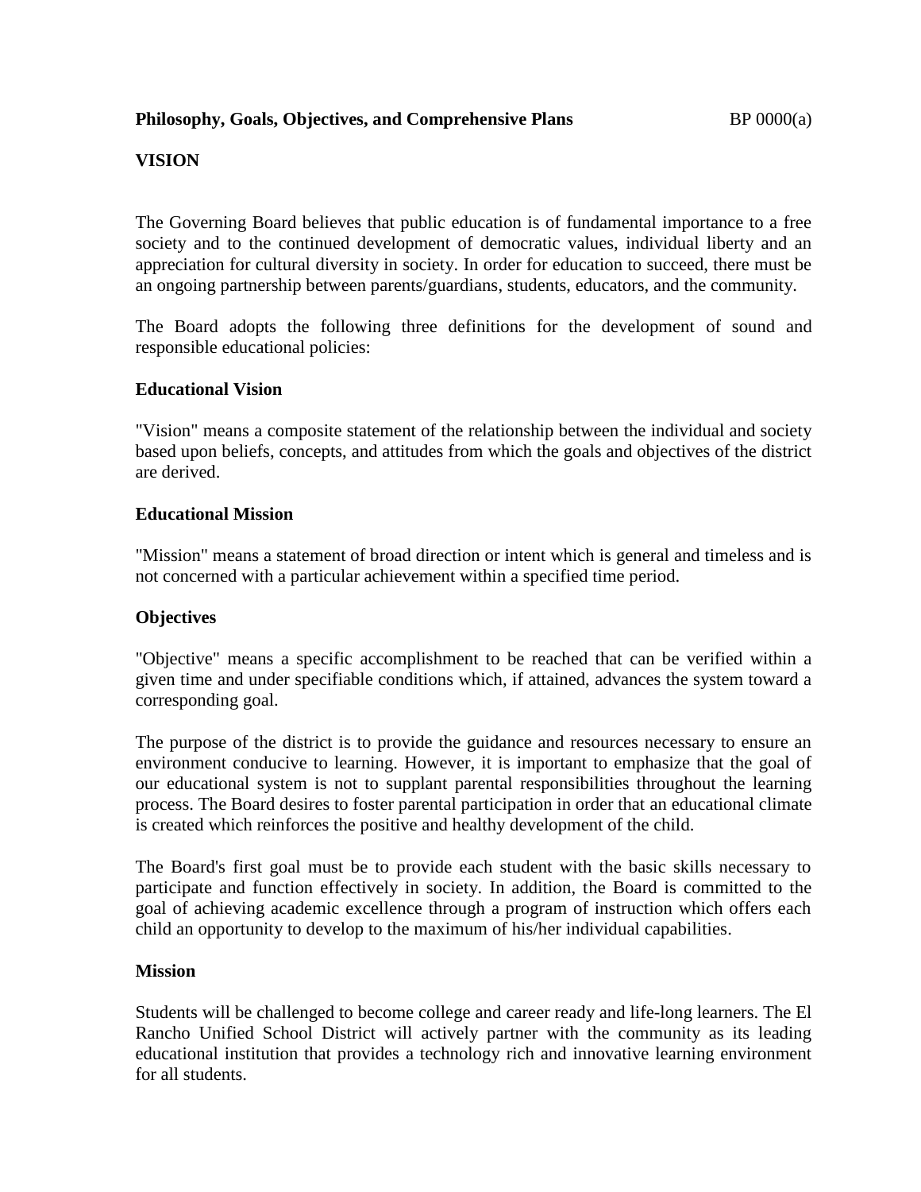**Philosophy, Goals, Objectives, and Comprehensive Plans** BP 0000(a)

## VISION

The Governing Board believes that public education is of fundamental importance to a free society and to the continued development of democratic values, individual liberty and an appreciation for cultural diversity in society. In order for education to succeed, there must be an ongoing partnership between parents/guardians, students, educators, and the community.

The Board adopts the following three definitions for the development of sound and responsible educational policies:

### Educational Vision

"Vision" means a composite statement of the relationship between the individual and society based upon beliefs, concepts, and attitudes from which the goals and objectives of the district are derived.

### Educational Mission

"Mission" means a statement of broad direction or intent which is general and timeless and is not concerned with a particular achievement within a specified time period.

### Objectives

"Objective" means a specific accomplishment to be reached that can be verified within a given time and under specifiable conditions which, if attained, advances the system toward a corresponding goal.

The purpose of the district is to provide the guidance and resources necessary to ensure an environment conducive to learning. However, it is important to emphasize that the goal of our educational system is not to supplant parental responsibilities throughout the learning process. The Board desires to foster parental participation in order that an educational climate is created which reinforces the positive and healthy development of the child.

The Board's first goal must be to provide each student with the basic skills necessary to participate and function effectively in society. In addition, the Board is committed to the goal of achieving academic excellence through a program of instruction which offers each child an opportunity to develop to the maximum of his/her individual capabilities.

### Mission

Students will be challenged to become college and career ready and life-long learners. The El Rancho Unified School District will actively partner with the community as its leading educational institution that provides a technology rich and innovative learning environment for all students.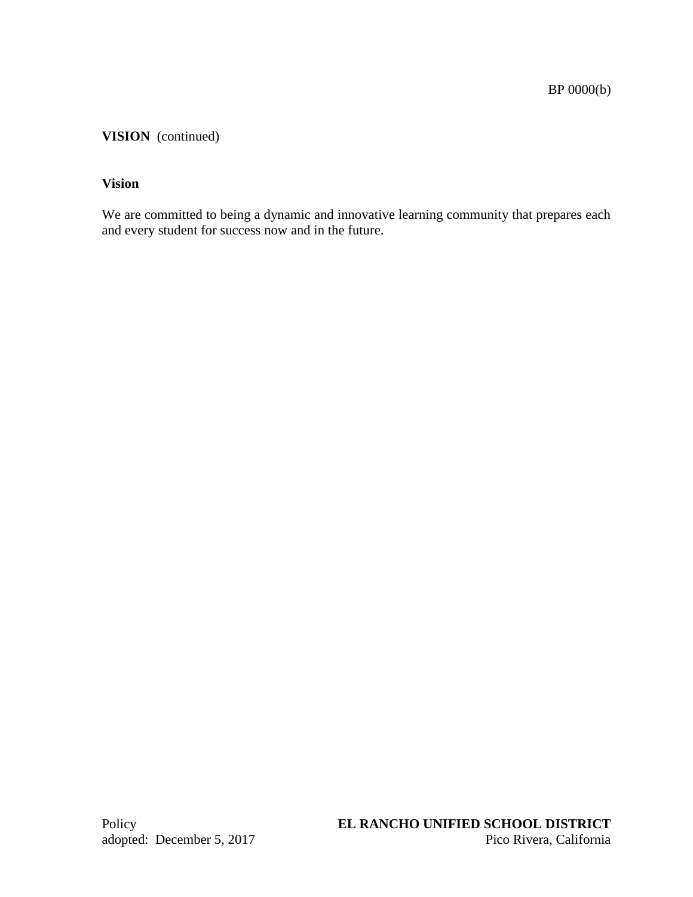**VISION** (continued)

**Vision**

We are committed to being a dynamic and innovative learning community that prepares each and every student for success now and in the future.

Policy adopted: December 5, 2017

**EL RANCHO UNIFIED SCHOOL DISTRICT**
Pico Rivera, California